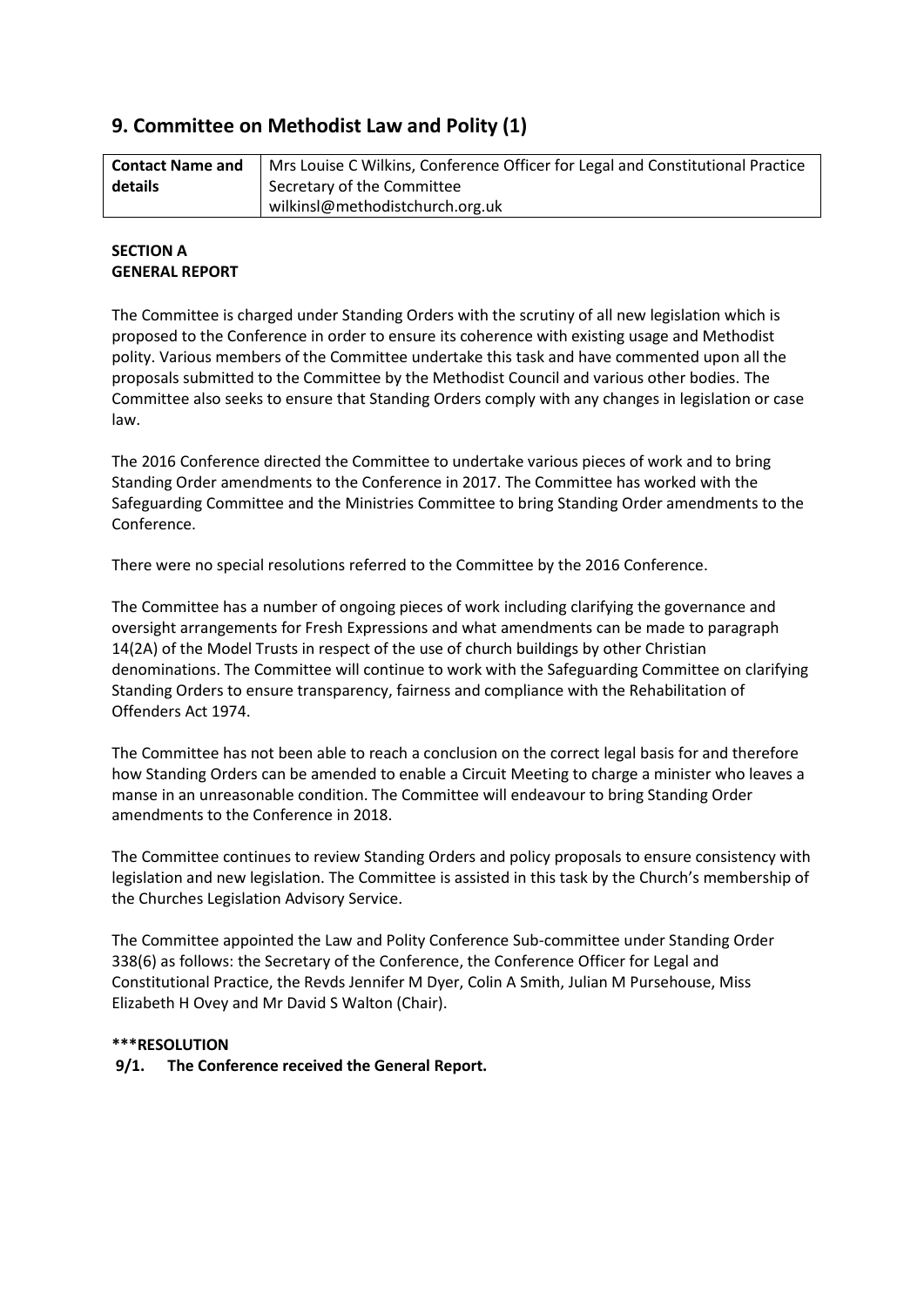## 9. Committee on Methodist Law and Polity (1)

| Contact Name and details | Mrs Louise C Wilkins, Conference Officer for Legal and Constitutional Practice<br>Secretary of the Committee<br>wilkinsl@methodistchurch.org.uk |
|---|---|

**SECTION A**
**GENERAL REPORT**

The Committee is charged under Standing Orders with the scrutiny of all new legislation which is proposed to the Conference in order to ensure its coherence with existing usage and Methodist polity. Various members of the Committee undertake this task and have commented upon all the proposals submitted to the Committee by the Methodist Council and various other bodies. The Committee also seeks to ensure that Standing Orders comply with any changes in legislation or case law.

The 2016 Conference directed the Committee to undertake various pieces of work and to bring Standing Order amendments to the Conference in 2017. The Committee has worked with the Safeguarding Committee and the Ministries Committee to bring Standing Order amendments to the Conference.

There were no special resolutions referred to the Committee by the 2016 Conference.

The Committee has a number of ongoing pieces of work including clarifying the governance and oversight arrangements for Fresh Expressions and what amendments can be made to paragraph 14(2A) of the Model Trusts in respect of the use of church buildings by other Christian denominations. The Committee will continue to work with the Safeguarding Committee on clarifying Standing Orders to ensure transparency, fairness and compliance with the Rehabilitation of Offenders Act 1974.

The Committee has not been able to reach a conclusion on the correct legal basis for and therefore how Standing Orders can be amended to enable a Circuit Meeting to charge a minister who leaves a manse in an unreasonable condition. The Committee will endeavour to bring Standing Order amendments to the Conference in 2018.

The Committee continues to review Standing Orders and policy proposals to ensure consistency with legislation and new legislation. The Committee is assisted in this task by the Church's membership of the Churches Legislation Advisory Service.

The Committee appointed the Law and Polity Conference Sub-committee under Standing Order 338(6) as follows: the Secretary of the Conference, the Conference Officer for Legal and Constitutional Practice, the Revds Jennifer M Dyer, Colin A Smith, Julian M Pursehouse, Miss Elizabeth H Ovey and Mr David S Walton (Chair).

**\*\*\*RESOLUTION**

**9/1. The Conference received the General Report.**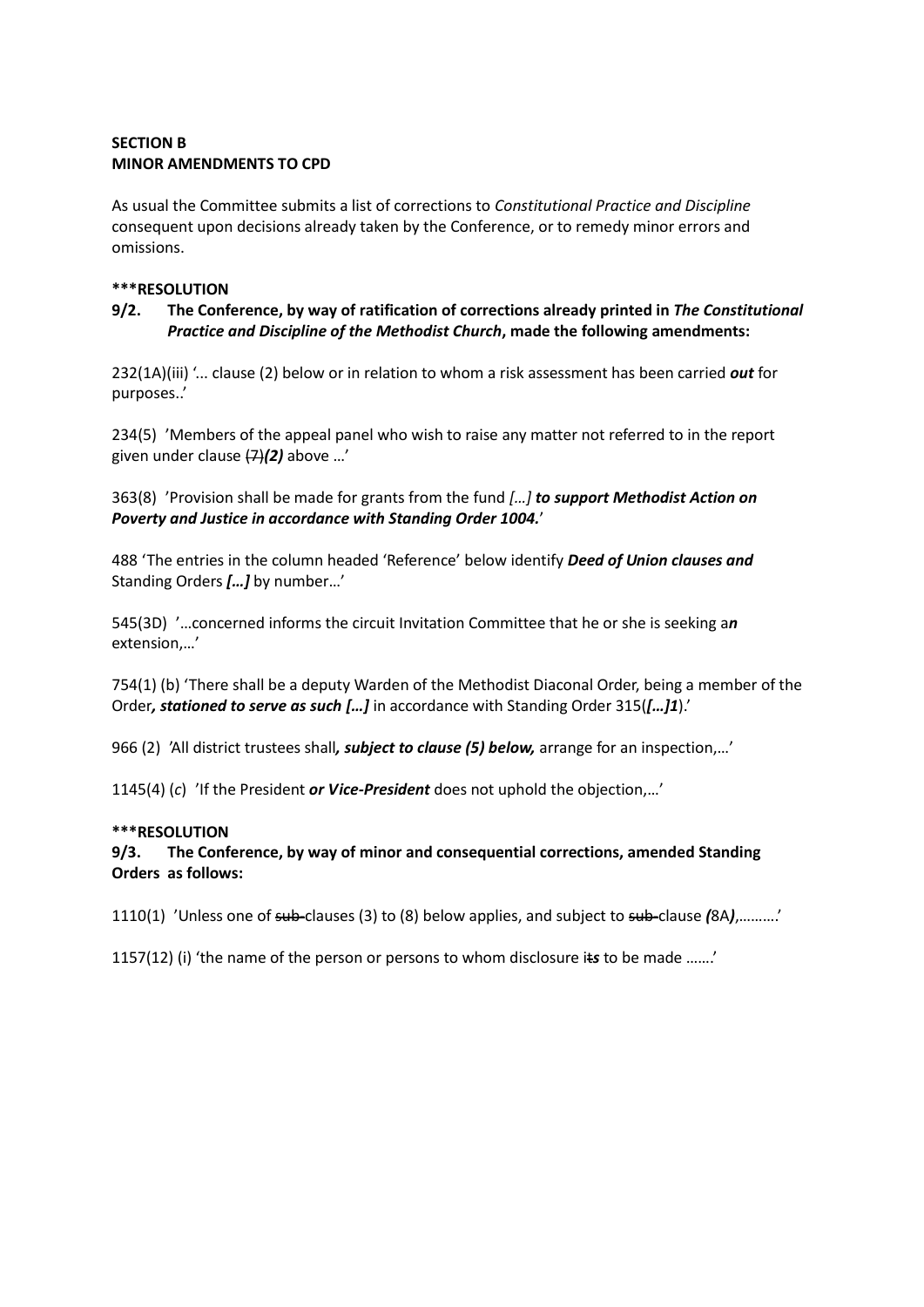**SECTION B**
**MINOR AMENDMENTS TO CPD**

As usual the Committee submits a list of corrections to *Constitutional Practice and Discipline* consequent upon decisions already taken by the Conference, or to remedy minor errors and omissions.

**\*\*\*RESOLUTION**

**9/2. The Conference, by way of ratification of corrections already printed in *The Constitutional Practice and Discipline of the Methodist Church*, made the following amendments:**

232(1A)(iii) '... clause (2) below or in relation to whom a risk assessment has been carried ***out*** for purposes..'

234(5) 'Members of the appeal panel who wish to raise any matter not referred to in the report given under clause ~~(7)~~***(2)*** above …'

363(8) 'Provision shall be made for grants from the fund *[…]* ***to support Methodist Action on Poverty and Justice in accordance with Standing Order 1004.***'

488 'The entries in the column headed 'Reference' below identify ***Deed of Union clauses and*** Standing Orders ***[…]*** by number…'

545(3D) '…concerned informs the circuit Invitation Committee that he or she is seeking a***n*** extension,…'

754(1) (b) 'There shall be a deputy Warden of the Methodist Diaconal Order, being a member of the Order***, stationed to serve as such […]*** in accordance with Standing Order 315(***[…]1***).'

966 (2) 'All district trustees shall***, subject to clause (5) below,*** arrange for an inspection,…'

1145(4) (*c*) 'If the President ***or Vice-President*** does not uphold the objection,…'

**\*\*\*RESOLUTION**

**9/3. The Conference, by way of minor and consequential corrections, amended Standing Orders as follows:**

1110(1) 'Unless one of ~~sub-~~clauses (3) to (8) below applies, and subject to ~~sub-~~clause ***(***8A***)***,……….'

1157(12) (i) 'the name of the person or persons to whom disclosure i~~t~~***s*** to be made …….'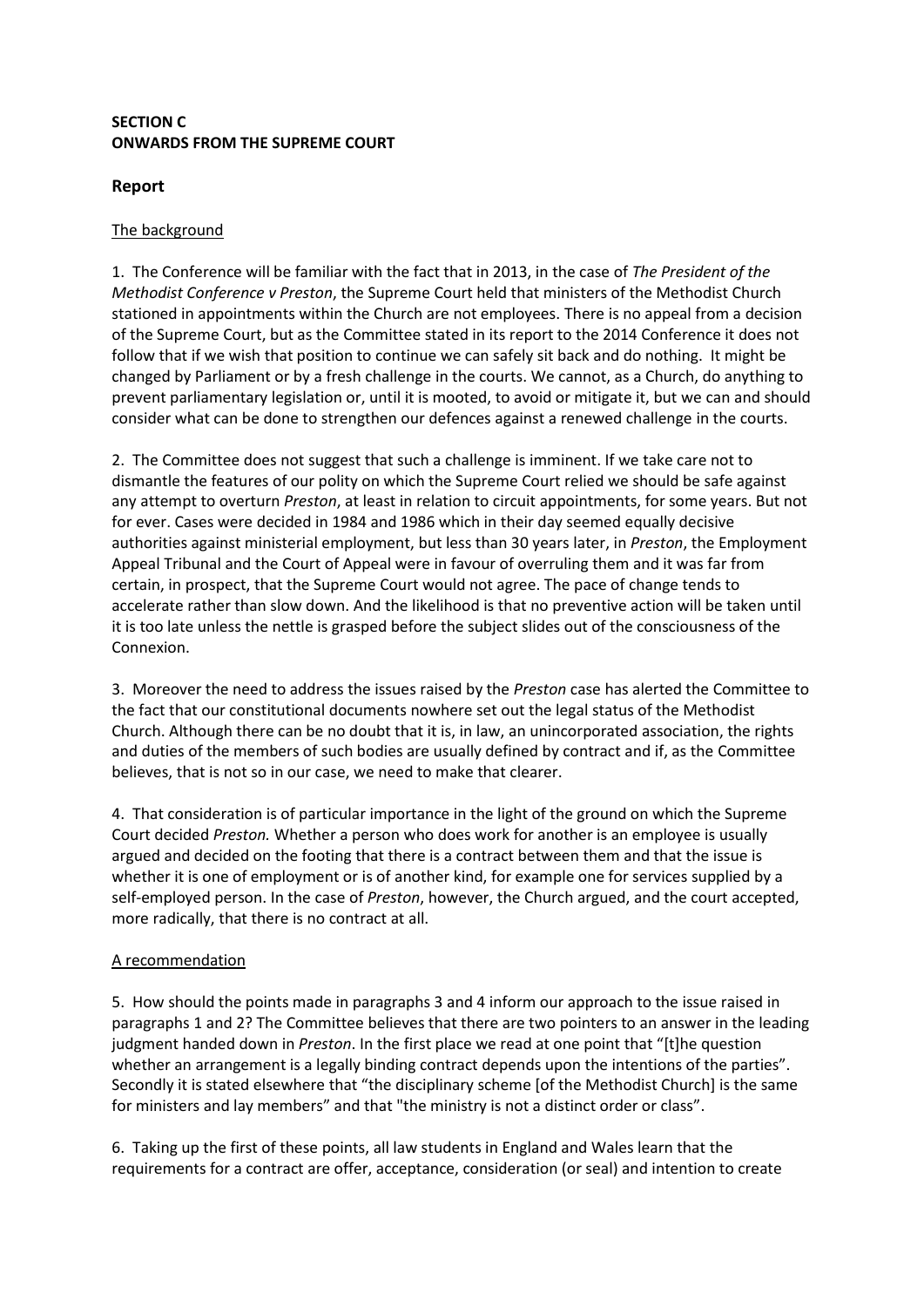**SECTION C**
**ONWARDS FROM THE SUPREME COURT**

## Report

The background

1. The Conference will be familiar with the fact that in 2013, in the case of *The President of the Methodist Conference v Preston*, the Supreme Court held that ministers of the Methodist Church stationed in appointments within the Church are not employees. There is no appeal from a decision of the Supreme Court, but as the Committee stated in its report to the 2014 Conference it does not follow that if we wish that position to continue we can safely sit back and do nothing. It might be changed by Parliament or by a fresh challenge in the courts. We cannot, as a Church, do anything to prevent parliamentary legislation or, until it is mooted, to avoid or mitigate it, but we can and should consider what can be done to strengthen our defences against a renewed challenge in the courts.

2. The Committee does not suggest that such a challenge is imminent. If we take care not to dismantle the features of our polity on which the Supreme Court relied we should be safe against any attempt to overturn *Preston*, at least in relation to circuit appointments, for some years. But not for ever. Cases were decided in 1984 and 1986 which in their day seemed equally decisive authorities against ministerial employment, but less than 30 years later, in *Preston*, the Employment Appeal Tribunal and the Court of Appeal were in favour of overruling them and it was far from certain, in prospect, that the Supreme Court would not agree. The pace of change tends to accelerate rather than slow down. And the likelihood is that no preventive action will be taken until it is too late unless the nettle is grasped before the subject slides out of the consciousness of the Connexion.

3. Moreover the need to address the issues raised by the *Preston* case has alerted the Committee to the fact that our constitutional documents nowhere set out the legal status of the Methodist Church. Although there can be no doubt that it is, in law, an unincorporated association, the rights and duties of the members of such bodies are usually defined by contract and if, as the Committee believes, that is not so in our case, we need to make that clearer.

4. That consideration is of particular importance in the light of the ground on which the Supreme Court decided *Preston.* Whether a person who does work for another is an employee is usually argued and decided on the footing that there is a contract between them and that the issue is whether it is one of employment or is of another kind, for example one for services supplied by a self-employed person. In the case of *Preston*, however, the Church argued, and the court accepted, more radically, that there is no contract at all.

A recommendation

5. How should the points made in paragraphs 3 and 4 inform our approach to the issue raised in paragraphs 1 and 2? The Committee believes that there are two pointers to an answer in the leading judgment handed down in *Preston*. In the first place we read at one point that "[t]he question whether an arrangement is a legally binding contract depends upon the intentions of the parties". Secondly it is stated elsewhere that "the disciplinary scheme [of the Methodist Church] is the same for ministers and lay members" and that "the ministry is not a distinct order or class".

6. Taking up the first of these points, all law students in England and Wales learn that the requirements for a contract are offer, acceptance, consideration (or seal) and intention to create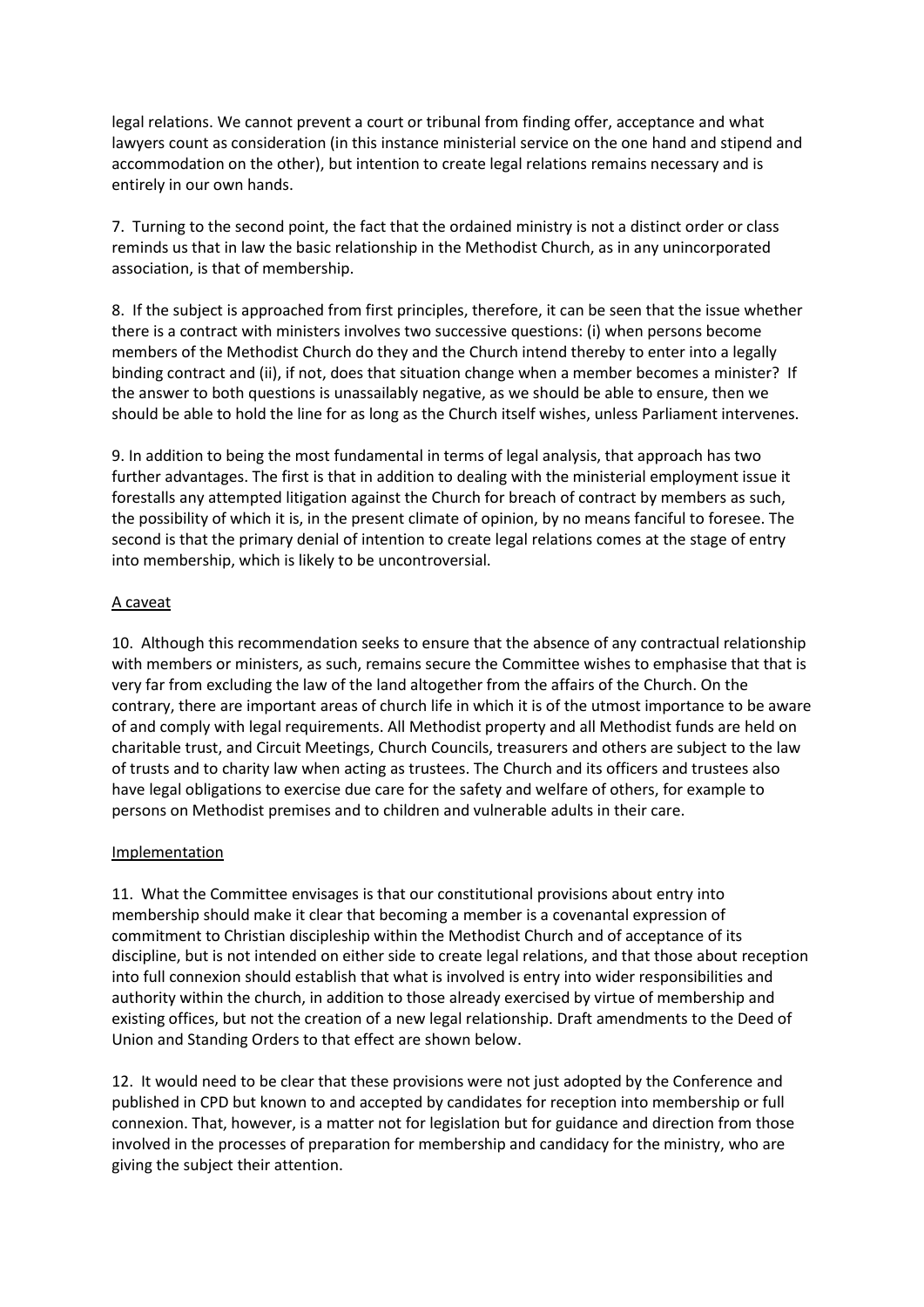legal relations. We cannot prevent a court or tribunal from finding offer, acceptance and what lawyers count as consideration (in this instance ministerial service on the one hand and stipend and accommodation on the other), but intention to create legal relations remains necessary and is entirely in our own hands.

7. Turning to the second point, the fact that the ordained ministry is not a distinct order or class reminds us that in law the basic relationship in the Methodist Church, as in any unincorporated association, is that of membership.

8. If the subject is approached from first principles, therefore, it can be seen that the issue whether there is a contract with ministers involves two successive questions: (i) when persons become members of the Methodist Church do they and the Church intend thereby to enter into a legally binding contract and (ii), if not, does that situation change when a member becomes a minister? If the answer to both questions is unassailably negative, as we should be able to ensure, then we should be able to hold the line for as long as the Church itself wishes, unless Parliament intervenes.

9. In addition to being the most fundamental in terms of legal analysis, that approach has two further advantages. The first is that in addition to dealing with the ministerial employment issue it forestalls any attempted litigation against the Church for breach of contract by members as such, the possibility of which it is, in the present climate of opinion, by no means fanciful to foresee. The second is that the primary denial of intention to create legal relations comes at the stage of entry into membership, which is likely to be uncontroversial.

## A caveat

10. Although this recommendation seeks to ensure that the absence of any contractual relationship with members or ministers, as such, remains secure the Committee wishes to emphasise that that is very far from excluding the law of the land altogether from the affairs of the Church. On the contrary, there are important areas of church life in which it is of the utmost importance to be aware of and comply with legal requirements. All Methodist property and all Methodist funds are held on charitable trust, and Circuit Meetings, Church Councils, treasurers and others are subject to the law of trusts and to charity law when acting as trustees. The Church and its officers and trustees also have legal obligations to exercise due care for the safety and welfare of others, for example to persons on Methodist premises and to children and vulnerable adults in their care.

## Implementation

11. What the Committee envisages is that our constitutional provisions about entry into membership should make it clear that becoming a member is a covenantal expression of commitment to Christian discipleship within the Methodist Church and of acceptance of its discipline, but is not intended on either side to create legal relations, and that those about reception into full connexion should establish that what is involved is entry into wider responsibilities and authority within the church, in addition to those already exercised by virtue of membership and existing offices, but not the creation of a new legal relationship. Draft amendments to the Deed of Union and Standing Orders to that effect are shown below.

12. It would need to be clear that these provisions were not just adopted by the Conference and published in CPD but known to and accepted by candidates for reception into membership or full connexion. That, however, is a matter not for legislation but for guidance and direction from those involved in the processes of preparation for membership and candidacy for the ministry, who are giving the subject their attention.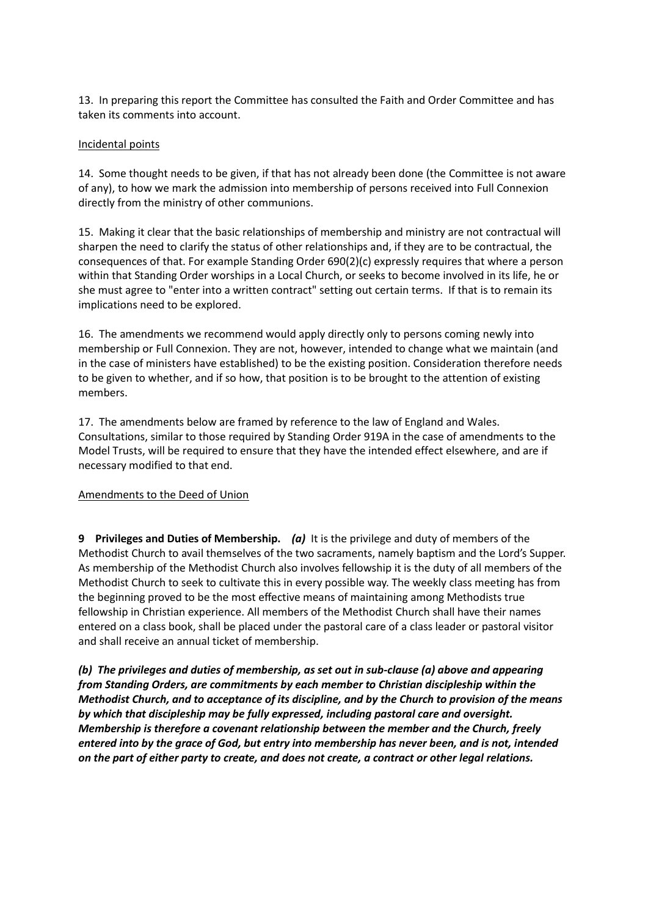13. In preparing this report the Committee has consulted the Faith and Order Committee and has taken its comments into account.

Incidental points

14. Some thought needs to be given, if that has not already been done (the Committee is not aware of any), to how we mark the admission into membership of persons received into Full Connexion directly from the ministry of other communions.

15. Making it clear that the basic relationships of membership and ministry are not contractual will sharpen the need to clarify the status of other relationships and, if they are to be contractual, the consequences of that. For example Standing Order 690(2)(c) expressly requires that where a person within that Standing Order worships in a Local Church, or seeks to become involved in its life, he or she must agree to "enter into a written contract" setting out certain terms. If that is to remain its implications need to be explored.

16. The amendments we recommend would apply directly only to persons coming newly into membership or Full Connexion. They are not, however, intended to change what we maintain (and in the case of ministers have established) to be the existing position. Consideration therefore needs to be given to whether, and if so how, that position is to be brought to the attention of existing members.

17. The amendments below are framed by reference to the law of England and Wales. Consultations, similar to those required by Standing Order 919A in the case of amendments to the Model Trusts, will be required to ensure that they have the intended effect elsewhere, and are if necessary modified to that end.

Amendments to the Deed of Union

**9 Privileges and Duties of Membership.** ***(a)*** It is the privilege and duty of members of the Methodist Church to avail themselves of the two sacraments, namely baptism and the Lord's Supper. As membership of the Methodist Church also involves fellowship it is the duty of all members of the Methodist Church to seek to cultivate this in every possible way. The weekly class meeting has from the beginning proved to be the most effective means of maintaining among Methodists true fellowship in Christian experience. All members of the Methodist Church shall have their names entered on a class book, shall be placed under the pastoral care of a class leader or pastoral visitor and shall receive an annual ticket of membership.

***(b) The privileges and duties of membership, as set out in sub-clause (a) above and appearing from Standing Orders, are commitments by each member to Christian discipleship within the Methodist Church, and to acceptance of its discipline, and by the Church to provision of the means by which that discipleship may be fully expressed, including pastoral care and oversight. Membership is therefore a covenant relationship between the member and the Church, freely entered into by the grace of God, but entry into membership has never been, and is not, intended on the part of either party to create, and does not create, a contract or other legal relations.***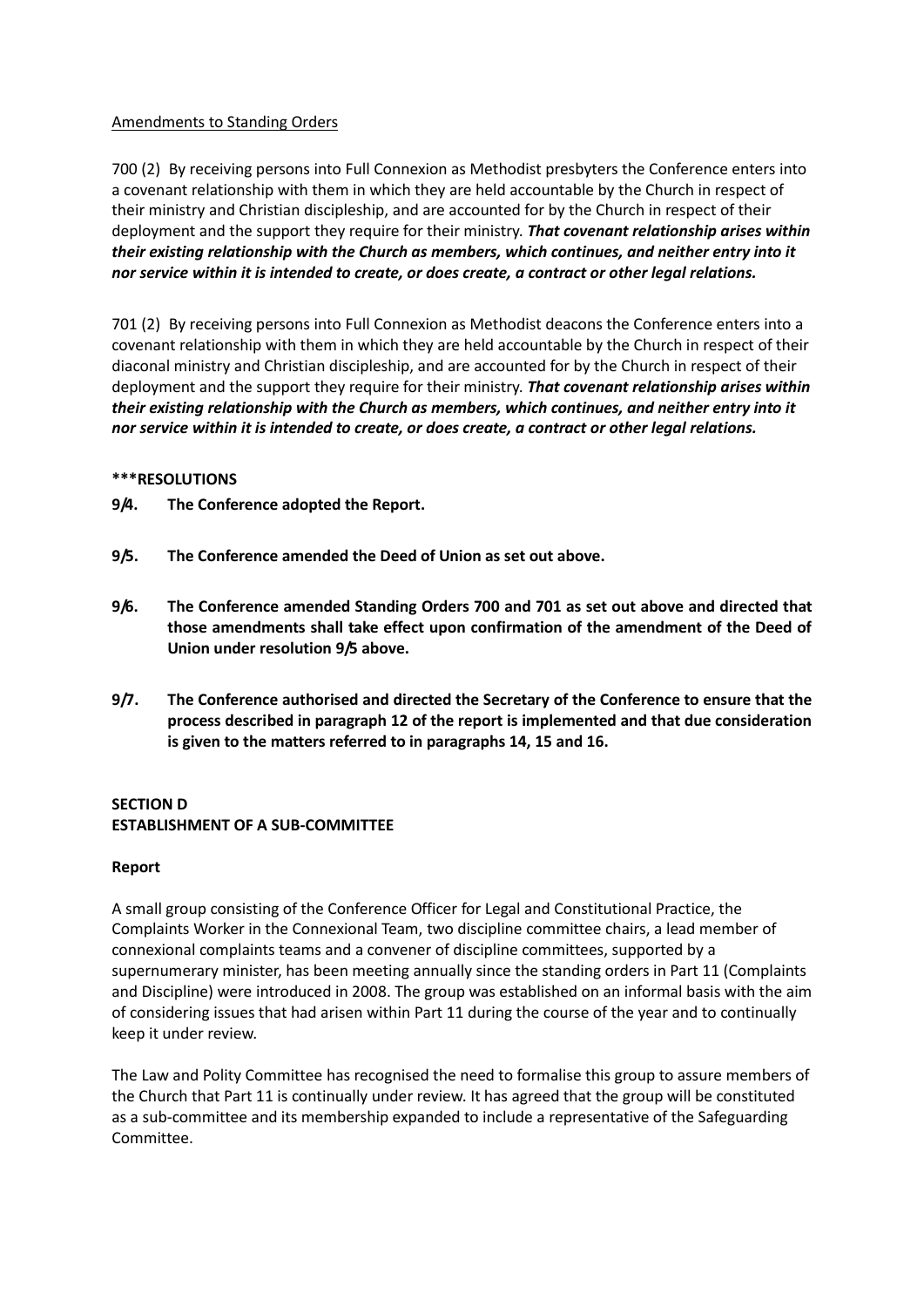Amendments to Standing Orders

700 (2) By receiving persons into Full Connexion as Methodist presbyters the Conference enters into a covenant relationship with them in which they are held accountable by the Church in respect of their ministry and Christian discipleship, and are accounted for by the Church in respect of their deployment and the support they require for their ministry. ***That covenant relationship arises within their existing relationship with the Church as members, which continues, and neither entry into it nor service within it is intended to create, or does create, a contract or other legal relations.***

701 (2) By receiving persons into Full Connexion as Methodist deacons the Conference enters into a covenant relationship with them in which they are held accountable by the Church in respect of their diaconal ministry and Christian discipleship, and are accounted for by the Church in respect of their deployment and the support they require for their ministry. ***That covenant relationship arises within their existing relationship with the Church as members, which continues, and neither entry into it nor service within it is intended to create, or does create, a contract or other legal relations.***

**\*\*\*RESOLUTIONS**

**9/4. The Conference adopted the Report.**

**9/5. The Conference amended the Deed of Union as set out above.**

**9/6. The Conference amended Standing Orders 700 and 701 as set out above and directed that those amendments shall take effect upon confirmation of the amendment of the Deed of Union under resolution 9/5 above.**

**9/7. The Conference authorised and directed the Secretary of the Conference to ensure that the process described in paragraph 12 of the report is implemented and that due consideration is given to the matters referred to in paragraphs 14, 15 and 16.**

## SECTION D
## ESTABLISHMENT OF A SUB-COMMITTEE

### Report

A small group consisting of the Conference Officer for Legal and Constitutional Practice, the Complaints Worker in the Connexional Team, two discipline committee chairs, a lead member of connexional complaints teams and a convener of discipline committees, supported by a supernumerary minister, has been meeting annually since the standing orders in Part 11 (Complaints and Discipline) were introduced in 2008. The group was established on an informal basis with the aim of considering issues that had arisen within Part 11 during the course of the year and to continually keep it under review.

The Law and Polity Committee has recognised the need to formalise this group to assure members of the Church that Part 11 is continually under review. It has agreed that the group will be constituted as a sub-committee and its membership expanded to include a representative of the Safeguarding Committee.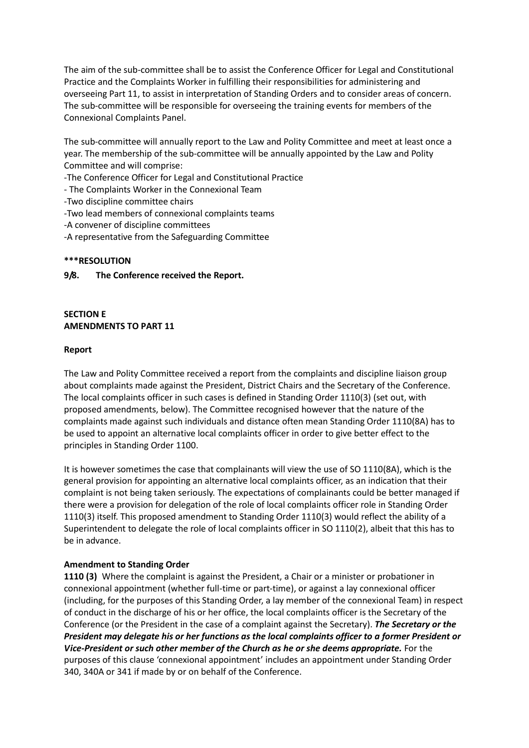The aim of the sub-committee shall be to assist the Conference Officer for Legal and Constitutional Practice and the Complaints Worker in fulfilling their responsibilities for administering and overseeing Part 11, to assist in interpretation of Standing Orders and to consider areas of concern. The sub-committee will be responsible for overseeing the training events for members of the Connexional Complaints Panel.

The sub-committee will annually report to the Law and Polity Committee and meet at least once a year. The membership of the sub-committee will be annually appointed by the Law and Polity Committee and will comprise:

-The Conference Officer for Legal and Constitutional Practice
- The Complaints Worker in the Connexional Team
-Two discipline committee chairs
-Two lead members of connexional complaints teams
-A convener of discipline committees
-A representative from the Safeguarding Committee

**\*\*\*RESOLUTION**

**9/8. The Conference received the Report.**

**SECTION E**
**AMENDMENTS TO PART 11**

**Report**

The Law and Polity Committee received a report from the complaints and discipline liaison group about complaints made against the President, District Chairs and the Secretary of the Conference. The local complaints officer in such cases is defined in Standing Order 1110(3) (set out, with proposed amendments, below). The Committee recognised however that the nature of the complaints made against such individuals and distance often mean Standing Order 1110(8A) has to be used to appoint an alternative local complaints officer in order to give better effect to the principles in Standing Order 1100.

It is however sometimes the case that complainants will view the use of SO 1110(8A), which is the general provision for appointing an alternative local complaints officer, as an indication that their complaint is not being taken seriously. The expectations of complainants could be better managed if there were a provision for delegation of the role of local complaints officer role in Standing Order 1110(3) itself. This proposed amendment to Standing Order 1110(3) would reflect the ability of a Superintendent to delegate the role of local complaints officer in SO 1110(2), albeit that this has to be in advance.

**Amendment to Standing Order**

**1110 (3)** Where the complaint is against the President, a Chair or a minister or probationer in connexional appointment (whether full-time or part-time), or against a lay connexional officer (including, for the purposes of this Standing Order, a lay member of the connexional Team) in respect of conduct in the discharge of his or her office, the local complaints officer is the Secretary of the Conference (or the President in the case of a complaint against the Secretary). ***The Secretary or the President may delegate his or her functions as the local complaints officer to a former President or Vice-President or such other member of the Church as he or she deems appropriate.*** For the purposes of this clause 'connexional appointment' includes an appointment under Standing Order 340, 340A or 341 if made by or on behalf of the Conference.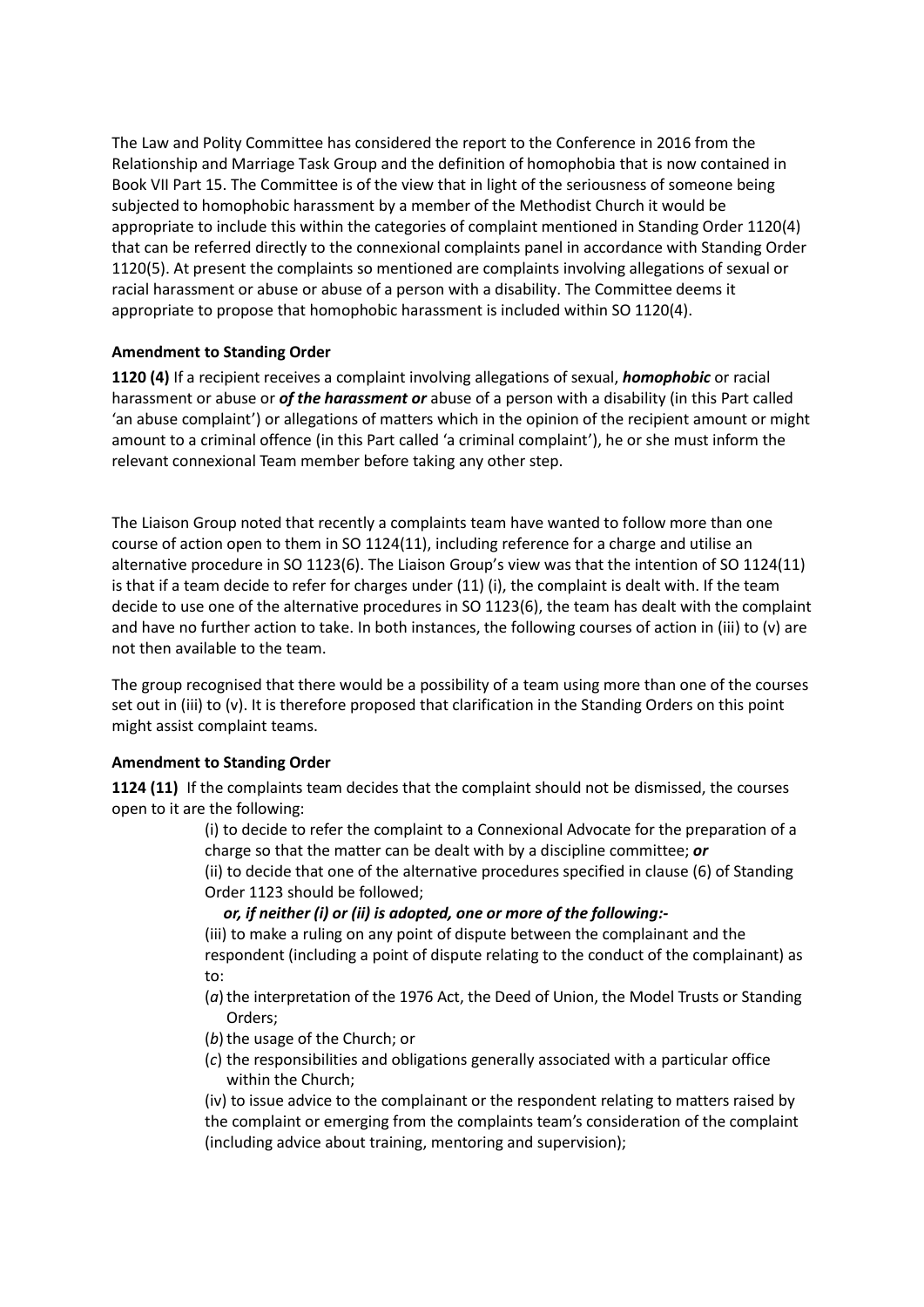The Law and Polity Committee has considered the report to the Conference in 2016 from the Relationship and Marriage Task Group and the definition of homophobia that is now contained in Book VII Part 15. The Committee is of the view that in light of the seriousness of someone being subjected to homophobic harassment by a member of the Methodist Church it would be appropriate to include this within the categories of complaint mentioned in Standing Order 1120(4) that can be referred directly to the connexional complaints panel in accordance with Standing Order 1120(5). At present the complaints so mentioned are complaints involving allegations of sexual or racial harassment or abuse or abuse of a person with a disability. The Committee deems it appropriate to propose that homophobic harassment is included within SO 1120(4).

**Amendment to Standing Order**

**1120 (4)** If a recipient receives a complaint involving allegations of sexual, ***homophobic*** or racial harassment or abuse or ***of the harassment or*** abuse of a person with a disability (in this Part called 'an abuse complaint') or allegations of matters which in the opinion of the recipient amount or might amount to a criminal offence (in this Part called 'a criminal complaint'), he or she must inform the relevant connexional Team member before taking any other step.

The Liaison Group noted that recently a complaints team have wanted to follow more than one course of action open to them in SO 1124(11), including reference for a charge and utilise an alternative procedure in SO 1123(6). The Liaison Group's view was that the intention of SO 1124(11) is that if a team decide to refer for charges under (11) (i), the complaint is dealt with. If the team decide to use one of the alternative procedures in SO 1123(6), the team has dealt with the complaint and have no further action to take. In both instances, the following courses of action in (iii) to (v) are not then available to the team.

The group recognised that there would be a possibility of a team using more than one of the courses set out in (iii) to (v). It is therefore proposed that clarification in the Standing Orders on this point might assist complaint teams.

**Amendment to Standing Order**

**1124 (11)** If the complaints team decides that the complaint should not be dismissed, the courses open to it are the following:

(i) to decide to refer the complaint to a Connexional Advocate for the preparation of a charge so that the matter can be dealt with by a discipline committee; ***or***

(ii) to decide that one of the alternative procedures specified in clause (6) of Standing Order 1123 should be followed;

***or, if neither (i) or (ii) is adopted, one or more of the following:-***

(iii) to make a ruling on any point of dispute between the complainant and the respondent (including a point of dispute relating to the conduct of the complainant) as to:

(*a*) the interpretation of the 1976 Act, the Deed of Union, the Model Trusts or Standing Orders;

(*b*) the usage of the Church; or

(*c*) the responsibilities and obligations generally associated with a particular office within the Church;

(iv) to issue advice to the complainant or the respondent relating to matters raised by the complaint or emerging from the complaints team's consideration of the complaint (including advice about training, mentoring and supervision);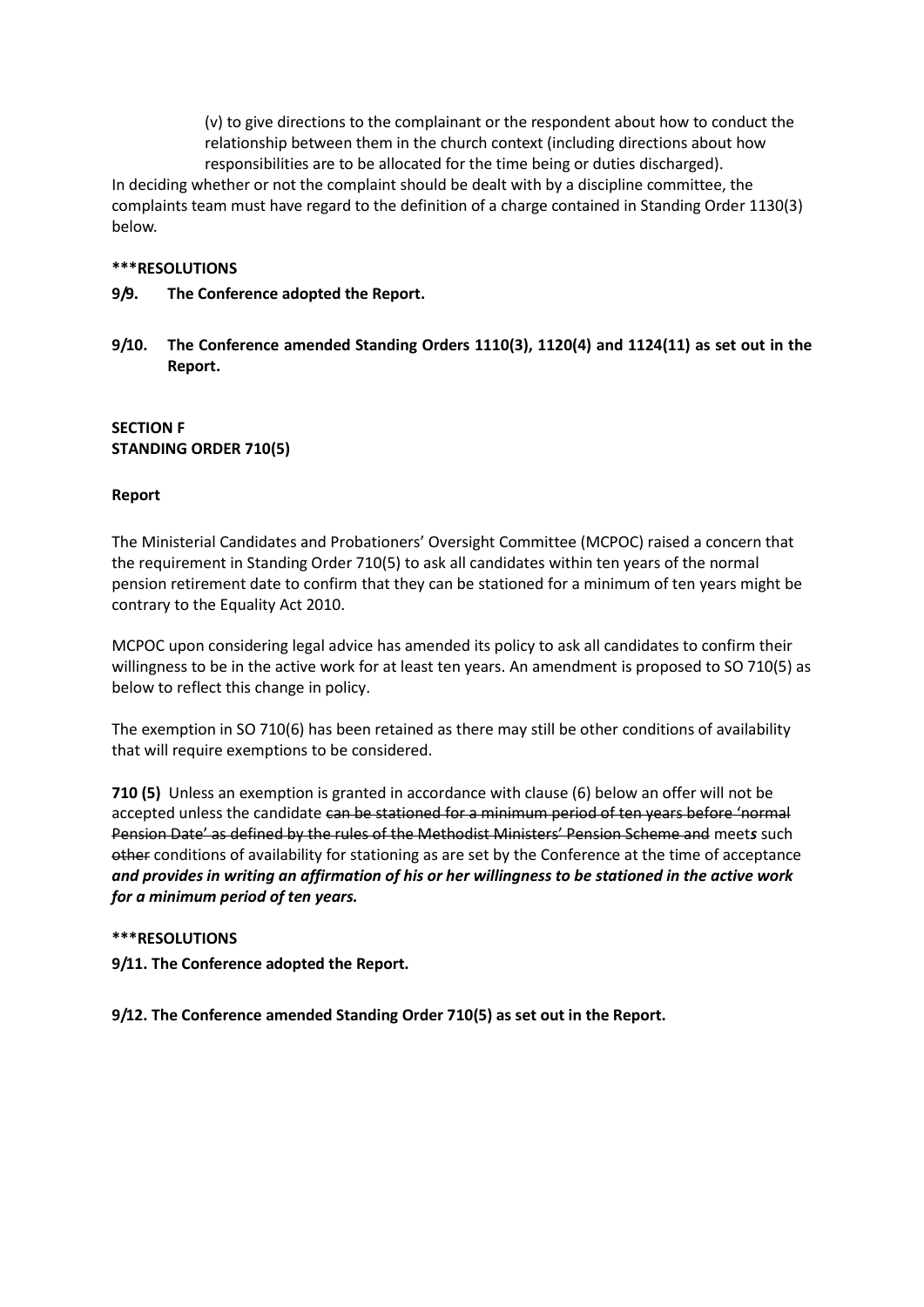(v) to give directions to the complainant or the respondent about how to conduct the relationship between them in the church context (including directions about how responsibilities are to be allocated for the time being or duties discharged).

In deciding whether or not the complaint should be dealt with by a discipline committee, the complaints team must have regard to the definition of a charge contained in Standing Order 1130(3) below.

**\*\*\*RESOLUTIONS**

**9/9. The Conference adopted the Report.**

**9/10. The Conference amended Standing Orders 1110(3), 1120(4) and 1124(11) as set out in the Report.**

**SECTION F**
**STANDING ORDER 710(5)**

**Report**

The Ministerial Candidates and Probationers' Oversight Committee (MCPOC) raised a concern that the requirement in Standing Order 710(5) to ask all candidates within ten years of the normal pension retirement date to confirm that they can be stationed for a minimum of ten years might be contrary to the Equality Act 2010.

MCPOC upon considering legal advice has amended its policy to ask all candidates to confirm their willingness to be in the active work for at least ten years. An amendment is proposed to SO 710(5) as below to reflect this change in policy.

The exemption in SO 710(6) has been retained as there may still be other conditions of availability that will require exemptions to be considered.

**710 (5)** Unless an exemption is granted in accordance with clause (6) below an offer will not be accepted unless the candidate ~~can be stationed for a minimum period of ten years before 'normal Pension Date' as defined by the rules of the Methodist Ministers' Pension Scheme and~~ meet***s*** such ~~other~~ conditions of availability for stationing as are set by the Conference at the time of acceptance ***and provides in writing an affirmation of his or her willingness to be stationed in the active work for a minimum period of ten years.***

**\*\*\*RESOLUTIONS**

**9/11. The Conference adopted the Report.**

**9/12. The Conference amended Standing Order 710(5) as set out in the Report.**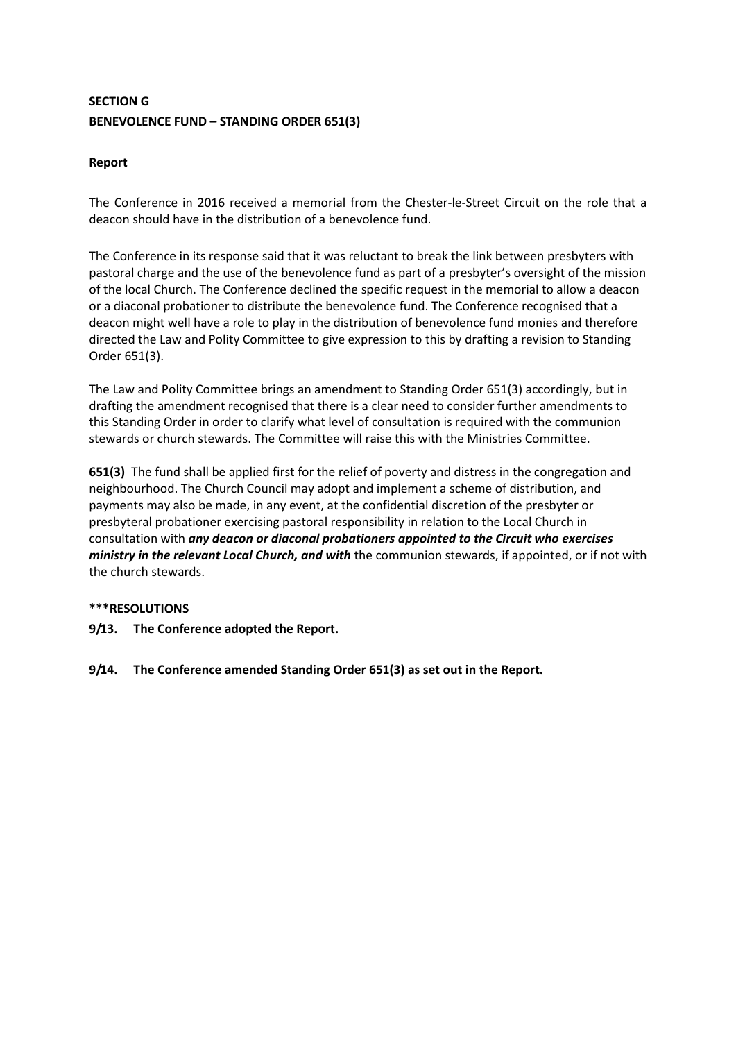**SECTION G**
**BENEVOLENCE FUND – STANDING ORDER 651(3)**

**Report**

The Conference in 2016 received a memorial from the Chester-le-Street Circuit on the role that a deacon should have in the distribution of a benevolence fund.

The Conference in its response said that it was reluctant to break the link between presbyters with pastoral charge and the use of the benevolence fund as part of a presbyter's oversight of the mission of the local Church. The Conference declined the specific request in the memorial to allow a deacon or a diaconal probationer to distribute the benevolence fund. The Conference recognised that a deacon might well have a role to play in the distribution of benevolence fund monies and therefore directed the Law and Polity Committee to give expression to this by drafting a revision to Standing Order 651(3).

The Law and Polity Committee brings an amendment to Standing Order 651(3) accordingly, but in drafting the amendment recognised that there is a clear need to consider further amendments to this Standing Order in order to clarify what level of consultation is required with the communion stewards or church stewards. The Committee will raise this with the Ministries Committee.

**651(3)** The fund shall be applied first for the relief of poverty and distress in the congregation and neighbourhood. The Church Council may adopt and implement a scheme of distribution, and payments may also be made, in any event, at the confidential discretion of the presbyter or presbyteral probationer exercising pastoral responsibility in relation to the Local Church in consultation with ***any deacon or diaconal probationers appointed to the Circuit who exercises ministry in the relevant Local Church, and with*** the communion stewards, if appointed, or if not with the church stewards.

**\*\*\*RESOLUTIONS**

**9/13. The Conference adopted the Report.**

**9/14. The Conference amended Standing Order 651(3) as set out in the Report.**